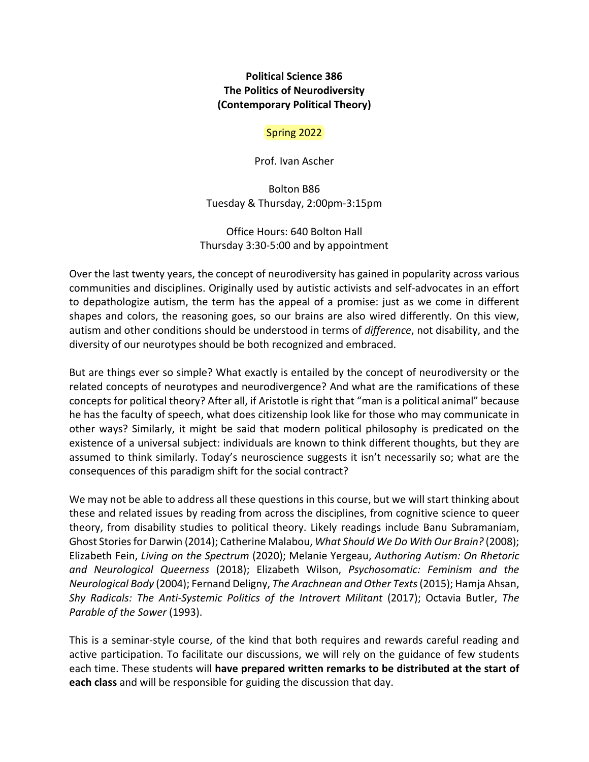**Political Science 386**
**The Politics of Neurodiversity**
**(Contemporary Political Theory)**

Spring 2022

Prof. Ivan Ascher

Bolton B86
Tuesday & Thursday, 2:00pm-3:15pm

Office Hours: 640 Bolton Hall
Thursday 3:30-5:00 and by appointment

Over the last twenty years, the concept of neurodiversity has gained in popularity across various communities and disciplines. Originally used by autistic activists and self-advocates in an effort to depathologize autism, the term has the appeal of a promise: just as we come in different shapes and colors, the reasoning goes, so our brains are also wired differently. On this view, autism and other conditions should be understood in terms of *difference*, not disability, and the diversity of our neurotypes should be both recognized and embraced.

But are things ever so simple? What exactly is entailed by the concept of neurodiversity or the related concepts of neurotypes and neurodivergence? And what are the ramifications of these concepts for political theory? After all, if Aristotle is right that "man is a political animal" because he has the faculty of speech, what does citizenship look like for those who may communicate in other ways? Similarly, it might be said that modern political philosophy is predicated on the existence of a universal subject: individuals are known to think different thoughts, but they are assumed to think similarly. Today's neuroscience suggests it isn't necessarily so; what are the consequences of this paradigm shift for the social contract?

We may not be able to address all these questions in this course, but we will start thinking about these and related issues by reading from across the disciplines, from cognitive science to queer theory, from disability studies to political theory. Likely readings include Banu Subramaniam, Ghost Stories for Darwin (2014); Catherine Malabou, *What Should We Do With Our Brain?* (2008); Elizabeth Fein, *Living on the Spectrum* (2020); Melanie Yergeau, *Authoring Autism: On Rhetoric and Neurological Queerness* (2018); Elizabeth Wilson, *Psychosomatic: Feminism and the Neurological Body* (2004); Fernand Deligny, *The Arachnean and Other Texts* (2015); Hamja Ahsan, *Shy Radicals: The Anti-Systemic Politics of the Introvert Militant* (2017); Octavia Butler, *The Parable of the Sower* (1993).

This is a seminar-style course, of the kind that both requires and rewards careful reading and active participation. To facilitate our discussions, we will rely on the guidance of few students each time. These students will **have prepared written remarks to be distributed at the start of each class** and will be responsible for guiding the discussion that day.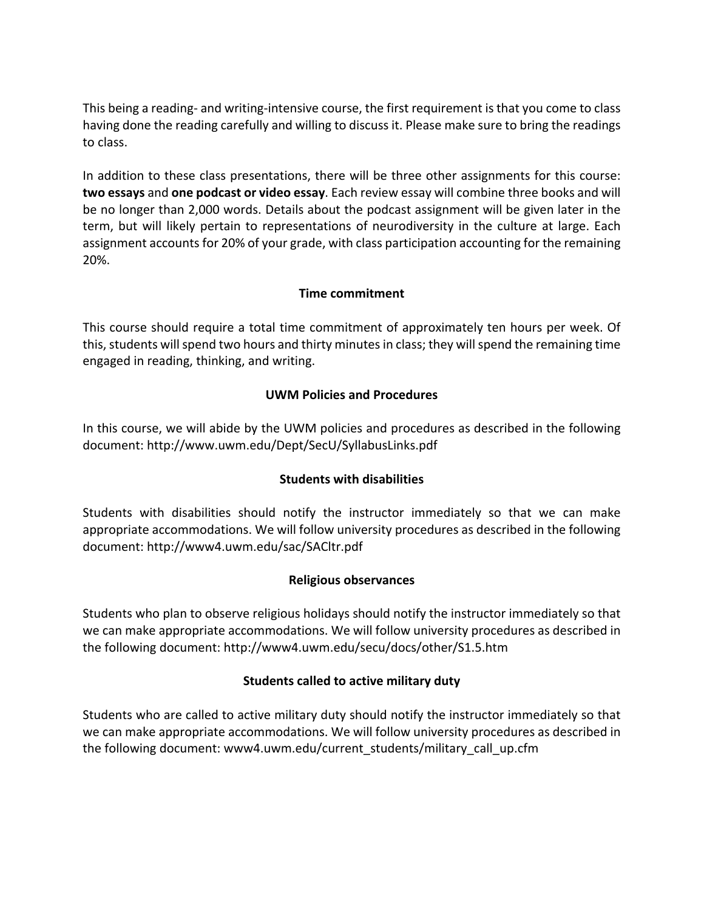This being a reading- and writing-intensive course, the first requirement is that you come to class having done the reading carefully and willing to discuss it. Please make sure to bring the readings to class.

In addition to these class presentations, there will be three other assignments for this course: **two essays** and **one podcast or video essay**. Each review essay will combine three books and will be no longer than 2,000 words. Details about the podcast assignment will be given later in the term, but will likely pertain to representations of neurodiversity in the culture at large. Each assignment accounts for 20% of your grade, with class participation accounting for the remaining 20%.

## Time commitment

This course should require a total time commitment of approximately ten hours per week. Of this, students will spend two hours and thirty minutes in class; they will spend the remaining time engaged in reading, thinking, and writing.

## UWM Policies and Procedures

In this course, we will abide by the UWM policies and procedures as described in the following document: http://www.uwm.edu/Dept/SecU/SyllabusLinks.pdf

## Students with disabilities

Students with disabilities should notify the instructor immediately so that we can make appropriate accommodations. We will follow university procedures as described in the following document: http://www4.uwm.edu/sac/SACltr.pdf

## Religious observances

Students who plan to observe religious holidays should notify the instructor immediately so that we can make appropriate accommodations. We will follow university procedures as described in the following document: http://www4.uwm.edu/secu/docs/other/S1.5.htm

## Students called to active military duty

Students who are called to active military duty should notify the instructor immediately so that we can make appropriate accommodations. We will follow university procedures as described in the following document: www4.uwm.edu/current_students/military_call_up.cfm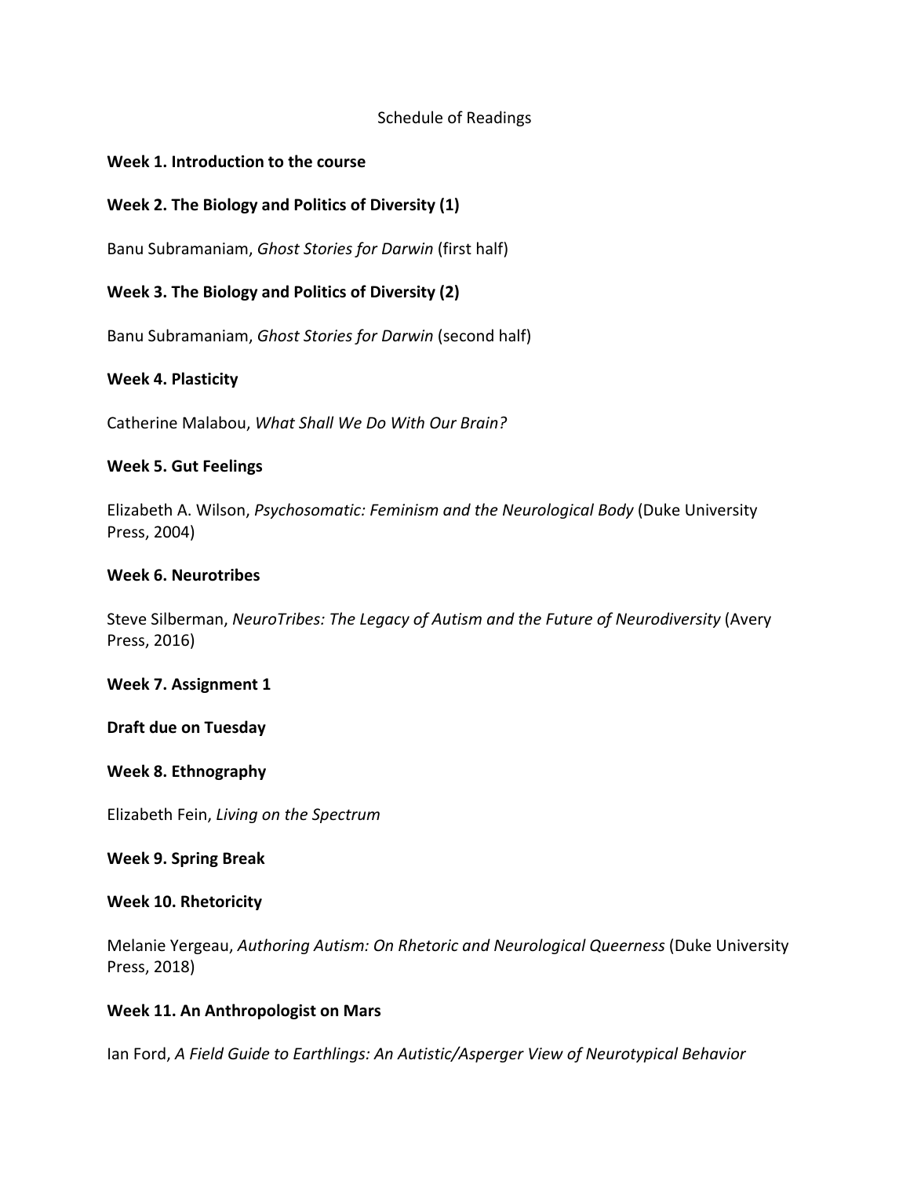Schedule of Readings

**Week 1. Introduction to the course**

**Week 2. The Biology and Politics of Diversity (1)**

Banu Subramaniam, *Ghost Stories for Darwin* (first half)

**Week 3. The Biology and Politics of Diversity (2)**

Banu Subramaniam, *Ghost Stories for Darwin* (second half)

**Week 4. Plasticity**

Catherine Malabou, *What Shall We Do With Our Brain?*

**Week 5. Gut Feelings**

Elizabeth A. Wilson, *Psychosomatic: Feminism and the Neurological Body* (Duke University Press, 2004)

**Week 6. Neurotribes**

Steve Silberman, *NeuroTribes: The Legacy of Autism and the Future of Neurodiversity* (Avery Press, 2016)

**Week 7. Assignment 1**

**Draft due on Tuesday**

**Week 8. Ethnography**

Elizabeth Fein, *Living on the Spectrum*

**Week 9. Spring Break**

**Week 10. Rhetoricity**

Melanie Yergeau, *Authoring Autism: On Rhetoric and Neurological Queerness* (Duke University Press, 2018)

**Week 11. An Anthropologist on Mars**

Ian Ford, *A Field Guide to Earthlings: An Autistic/Asperger View of Neurotypical Behavior*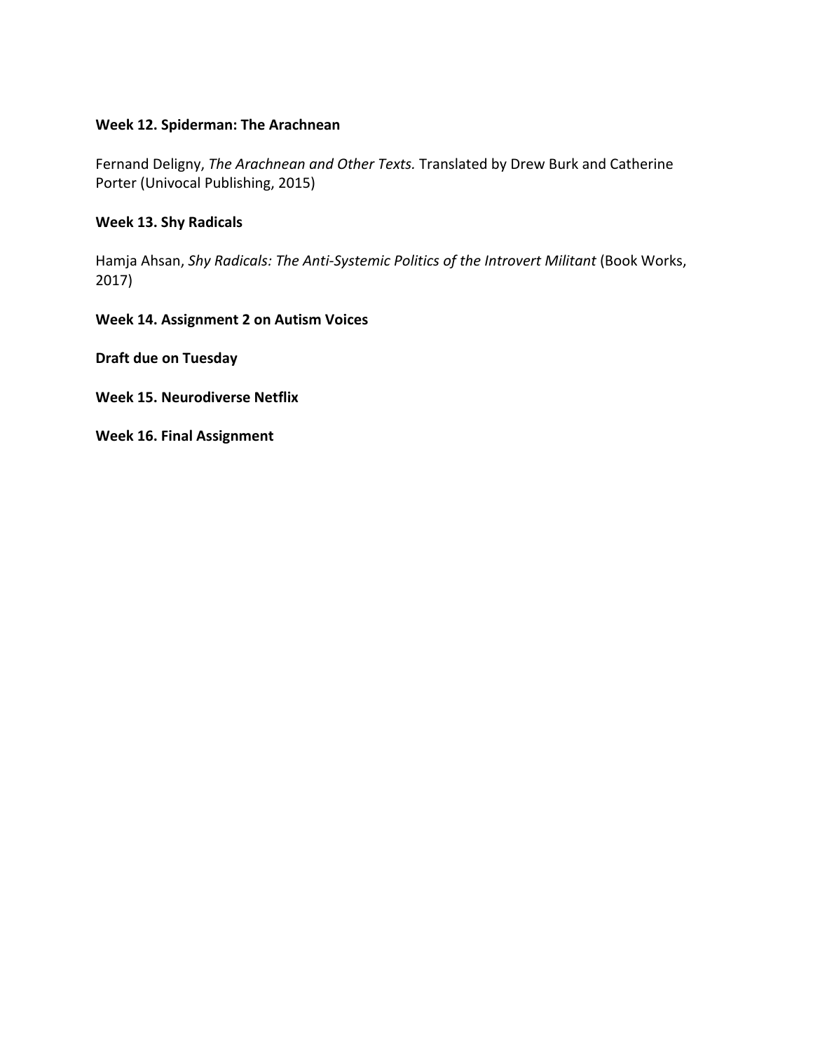**Week 12. Spiderman: The Arachnean**

Fernand Deligny, *The Arachnean and Other Texts.* Translated by Drew Burk and Catherine Porter (Univocal Publishing, 2015)

**Week 13. Shy Radicals**

Hamja Ahsan, *Shy Radicals: The Anti-Systemic Politics of the Introvert Militant* (Book Works, 2017)

**Week 14. Assignment 2 on Autism Voices**

**Draft due on Tuesday**

**Week 15. Neurodiverse Netflix**

**Week 16. Final Assignment**